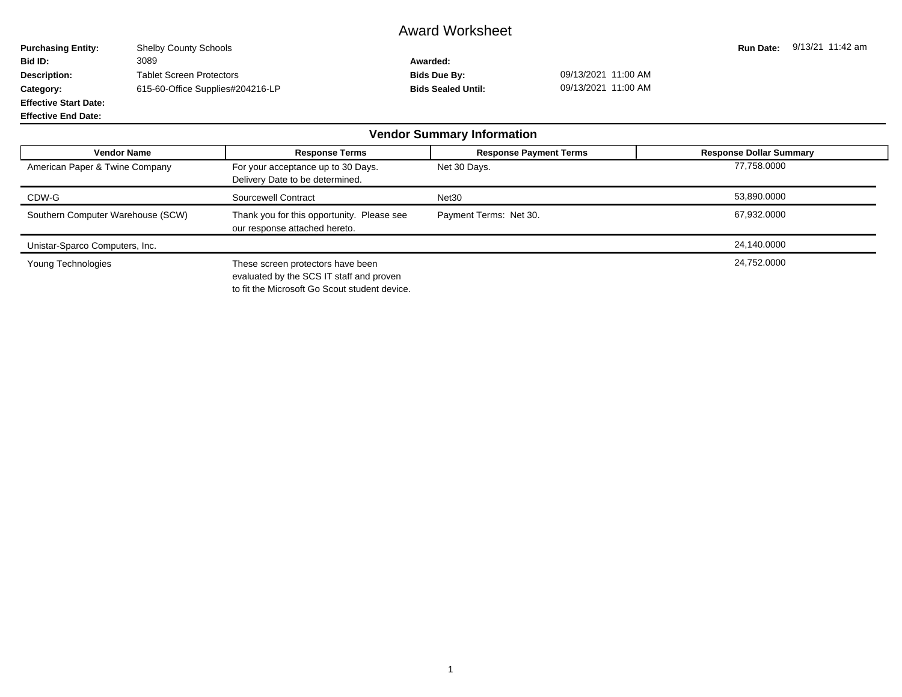# Award Worksheet

| | | | | | |
|---|---|---|---|---|---|
| **Purchasing Entity:** | Shelby County Schools | | | **Run Date:** | 9/13/21 11:42 am |
| **Bid ID:** | 3089 | **Awarded:** | | | |
| **Description:** | Tablet Screen Protectors | **Bids Due By:** | 09/13/2021 11:00 AM | | |
| **Category:** | 615-60-Office Supplies#204216-LP | **Bids Sealed Until:** | 09/13/2021 11:00 AM | | |
| **Effective Start Date:** | | | | | |
| **Effective End Date:** | | | | | |

## Vendor Summary Information

| Vendor Name | Response Terms | Response Payment Terms | Response Dollar Summary |
|---|---|---|---|
| American Paper & Twine Company | For your acceptance up to 30 Days. Delivery Date to be determined. | Net 30 Days. | 77,758.0000 |
| CDW-G | Sourcewell Contract | Net30 | 53,890.0000 |
| Southern Computer Warehouse (SCW) | Thank you for this opportunity. Please see our response attached hereto. | Payment Terms: Net 30. | 67,932.0000 |
| Unistar-Sparco Computers, Inc. | | | 24,140.0000 |
| Young Technologies | These screen protectors have been evaluated by the SCS IT staff and proven to fit the Microsoft Go Scout student device. | | 24,752.0000 |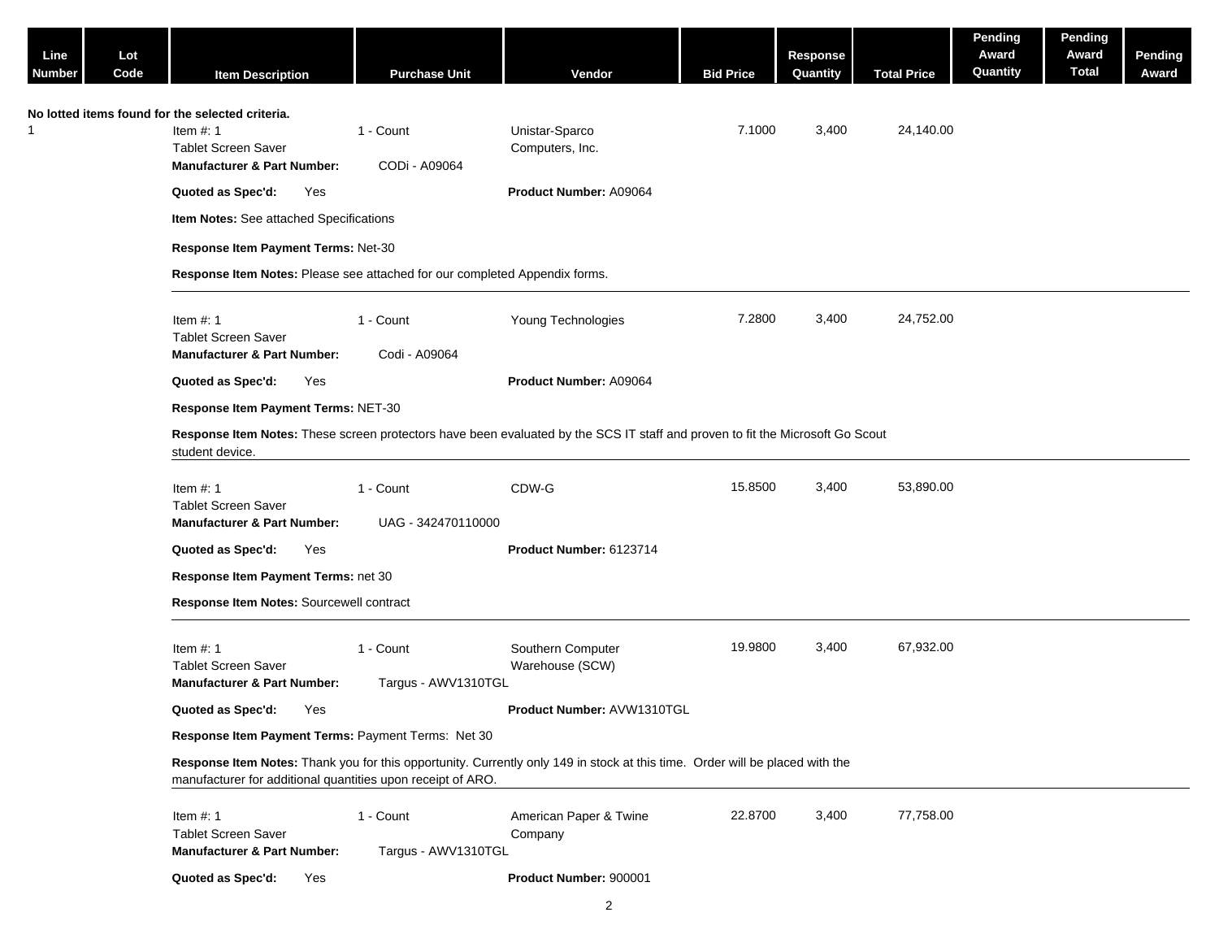| Line Number | Lot Code | Item Description | Purchase Unit | Vendor | Bid Price | Response Quantity | Total Price | Pending Award Quantity | Pending Award Total | Pending Award |
|---|---|---|---|---|---|---|---|---|---|---|

No lotted items found for the selected criteria.

| Line Number | Lot Code | Item Description | Purchase Unit | Vendor | Bid Price | Response Quantity | Total Price | Pending Award Quantity | Pending Award Total | Pending Award |
|---|---|---|---|---|---|---|---|---|---|---|
| 1 | | Item #: 1<br>Tablet Screen Saver | 1 - Count | Unistar-Sparco Computers, Inc. | 7.1000 | 3,400 | 24,140.00 | | | |

**Manufacturer & Part Number:** CODi - A09064

**Quoted as Spec'd:** Yes **Product Number:** A09064

**Item Notes:** See attached Specifications

**Response Item Payment Terms:** Net-30

**Response Item Notes:** Please see attached for our completed Appendix forms.

---

| Line Number | Lot Code | Item Description | Purchase Unit | Vendor | Bid Price | Response Quantity | Total Price | Pending Award Quantity | Pending Award Total | Pending Award |
|---|---|---|---|---|---|---|---|---|---|---|
| | | Item #: 1<br>Tablet Screen Saver | 1 - Count | Young Technologies | 7.2800 | 3,400 | 24,752.00 | | | |

**Manufacturer & Part Number:** Codi - A09064

**Quoted as Spec'd:** Yes **Product Number:** A09064

**Response Item Payment Terms:** NET-30

**Response Item Notes:** These screen protectors have been evaluated by the SCS IT staff and proven to fit the Microsoft Go Scout student device.

---

| Line Number | Lot Code | Item Description | Purchase Unit | Vendor | Bid Price | Response Quantity | Total Price | Pending Award Quantity | Pending Award Total | Pending Award |
|---|---|---|---|---|---|---|---|---|---|---|
| | | Item #: 1<br>Tablet Screen Saver | 1 - Count | CDW-G | 15.8500 | 3,400 | 53,890.00 | | | |

**Manufacturer & Part Number:** UAG - 342470110000

**Quoted as Spec'd:** Yes **Product Number:** 6123714

**Response Item Payment Terms:** net 30

**Response Item Notes:** Sourcewell contract

---

| Line Number | Lot Code | Item Description | Purchase Unit | Vendor | Bid Price | Response Quantity | Total Price | Pending Award Quantity | Pending Award Total | Pending Award |
|---|---|---|---|---|---|---|---|---|---|---|
| | | Item #: 1<br>Tablet Screen Saver | 1 - Count | Southern Computer Warehouse (SCW) | 19.9800 | 3,400 | 67,932.00 | | | |

**Manufacturer & Part Number:** Targus - AWV1310TGL

**Quoted as Spec'd:** Yes **Product Number:** AVW1310TGL

**Response Item Payment Terms:** Payment Terms: Net 30

**Response Item Notes:** Thank you for this opportunity. Currently only 149 in stock at this time. Order will be placed with the manufacturer for additional quantities upon receipt of ARO.

---

| Line Number | Lot Code | Item Description | Purchase Unit | Vendor | Bid Price | Response Quantity | Total Price | Pending Award Quantity | Pending Award Total | Pending Award |
|---|---|---|---|---|---|---|---|---|---|---|
| | | Item #: 1<br>Tablet Screen Saver | 1 - Count | American Paper & Twine Company | 22.8700 | 3,400 | 77,758.00 | | | |

**Manufacturer & Part Number:** Targus - AWV1310TGL

**Quoted as Spec'd:** Yes **Product Number:** 900001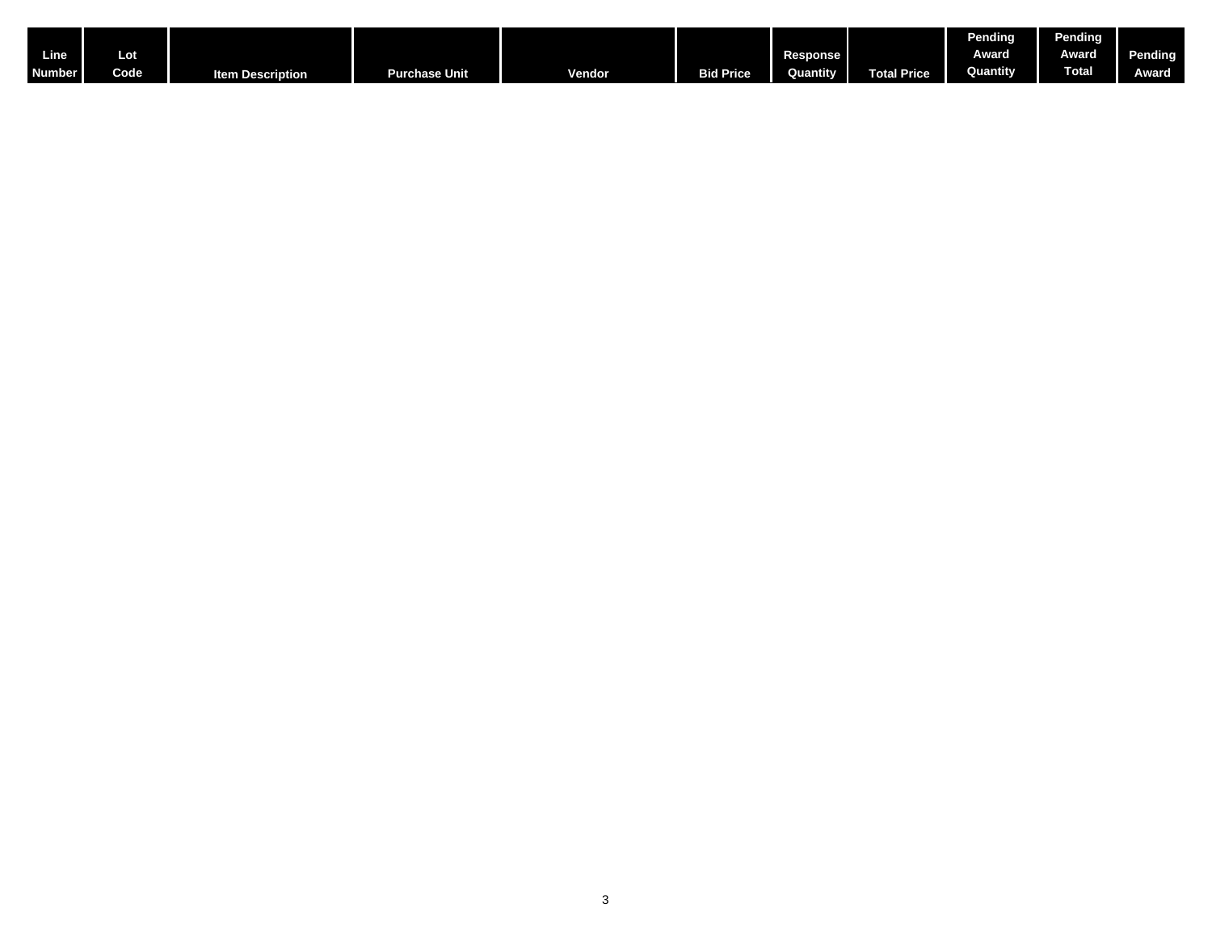| Line Number | Lot Code | Item Description | Purchase Unit | Vendor | Bid Price | Response Quantity | Total Price | Pending Award Quantity | Pending Award Total | Pending Award |
|---|---|---|---|---|---|---|---|---|---|---|